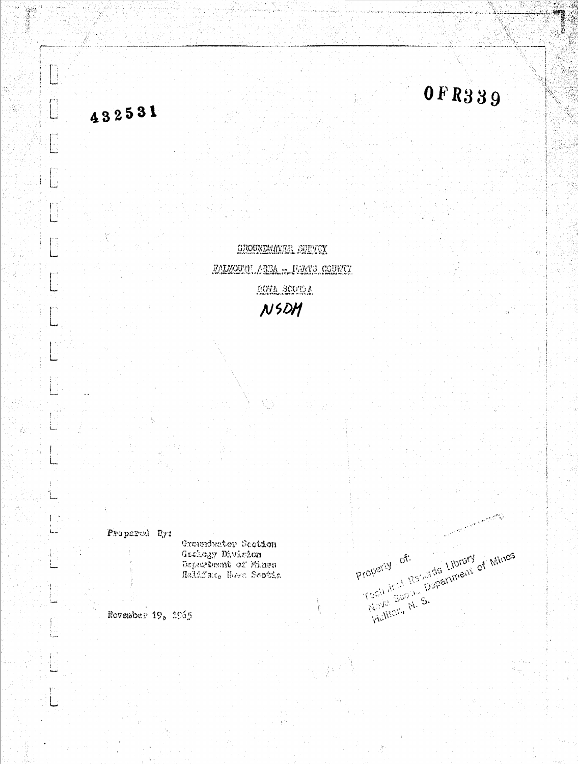432531

OFR339

# GROUNDWATER SURVEY

## FALMOUTH AREA - HANTS COUNTY

## NOVA SCOTIA

NSDM

Prepared By:

Groundwater Section
Geology Division
Department of Mines
Halifax, Nova Scotia

November 19, 1965

Property of:
Technical Records Library
Nova Scotia Department of Mines
Halifax, N. S.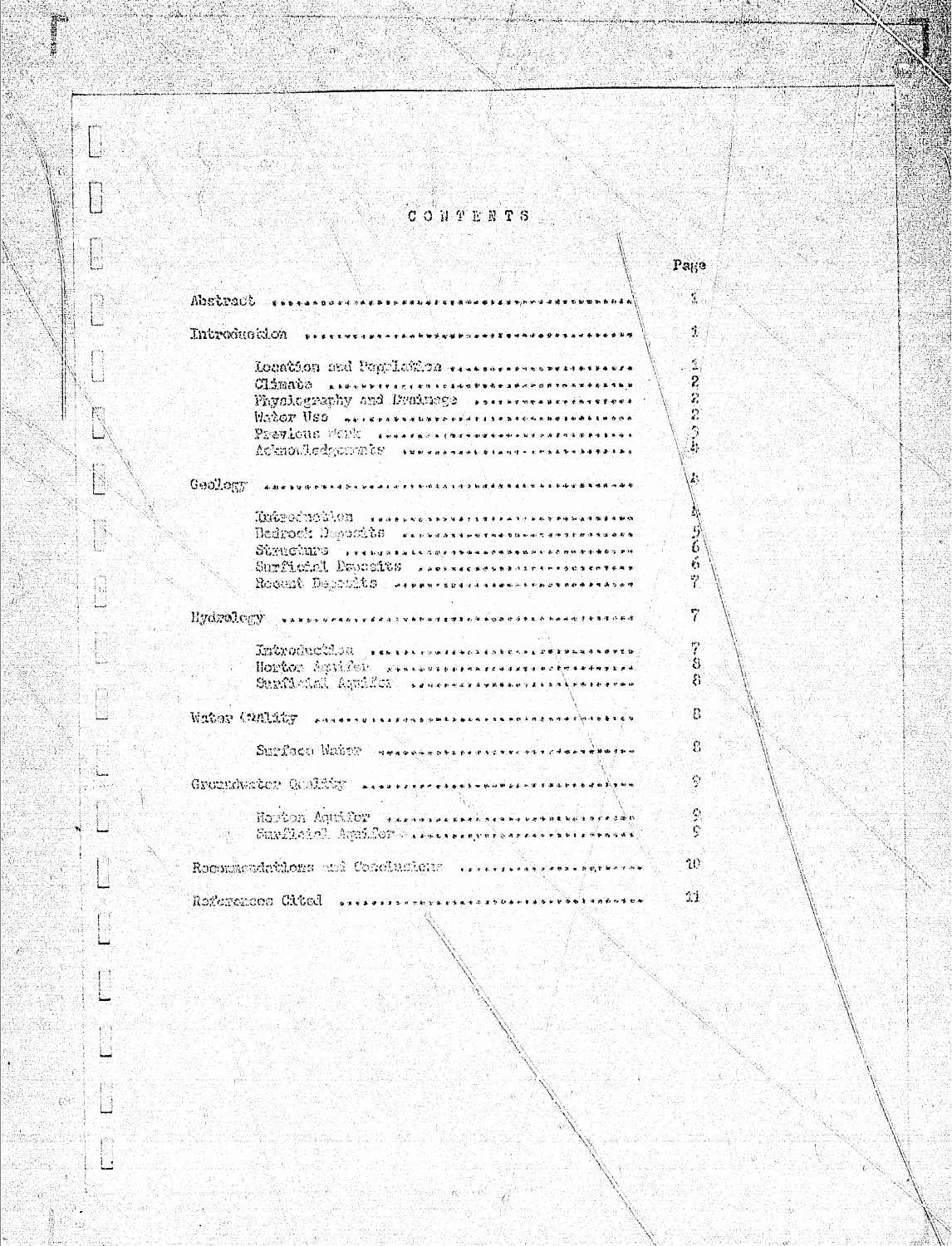# CONTENTS

| | Page |
|---|---|
| Abstract | 1 |
| Introduction | 1 |
| Location and Population | 1 |
| Climate | 2 |
| Physiography and Drainage | 2 |
| Water Use | 2 |
| Previous Work | 3 |
| Acknowledgements | 4 |
| Geology | 4 |
| Introduction | 4 |
| Bedrock Deposits | 5 |
| Structure | 6 |
| Surficial Deposits | 6 |
| Recent Deposits | 7 |
| Hydrology | 7 |
| Introduction | 7 |
| Horton Aquifer | 8 |
| Surficial Aquifer | 8 |
| Water Quality | 8 |
| Surface Water | 8 |
| Groundwater Quality | 9 |
| Horton Aquifer | 9 |
| Surficial Aquifer | 9 |
| Recommendations and Conclusions | 10 |
| References Cited | 11 |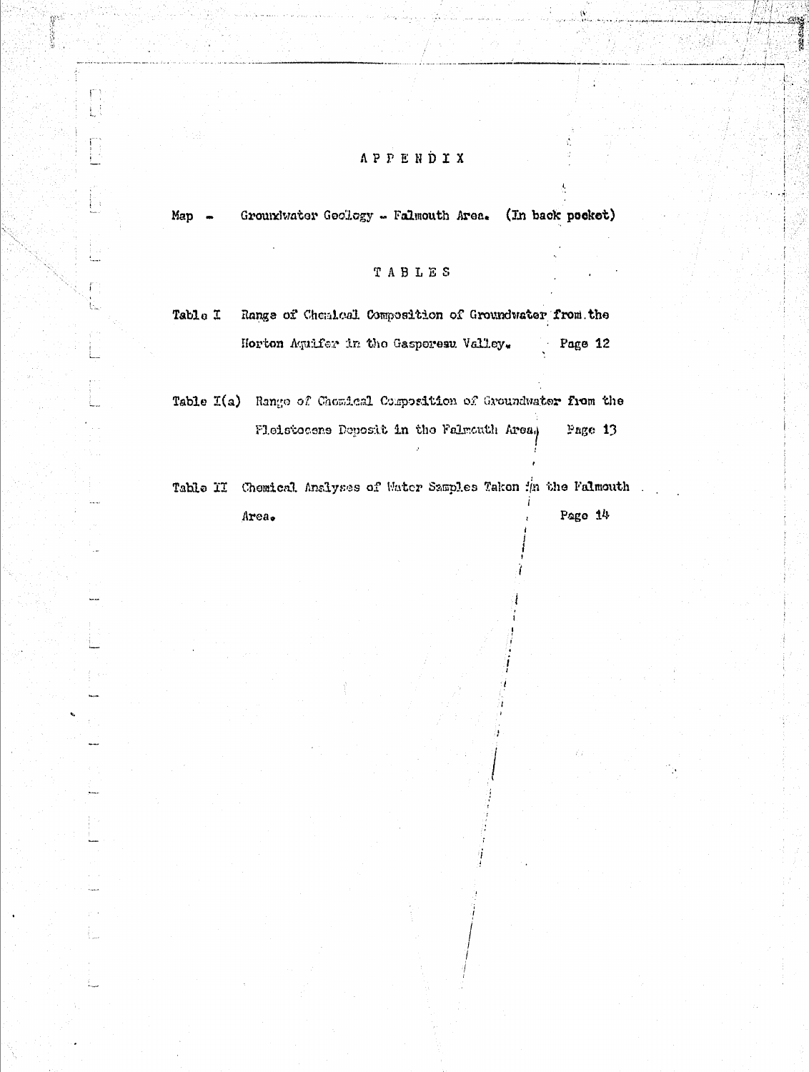# APPENDIX

Map - Groundwater Geology - Falmouth Area. (In back pocket)

## TABLES

Table I Range of Chemical Composition of Groundwater from the Horton Aquifer in the Gaspereau Valley. Page 12

Table I(a) Range of Chemical Composition of Groundwater from the Pleistocene Deposit in the Falmouth Area. Page 13

Table II Chemical Analyses of Water Samples Taken in the Falmouth Area. Page 14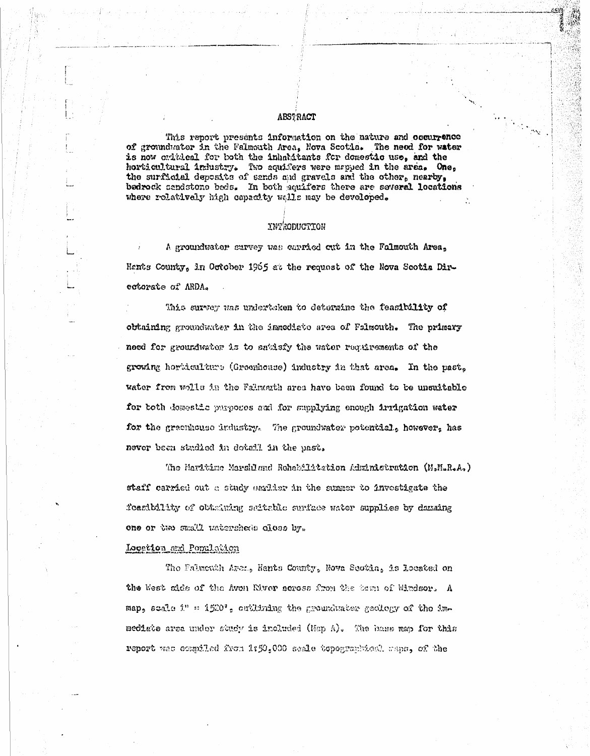## ABSTRACT

This report presents information on the nature and occurrence of groundwater in the Falmouth Area, Nova Scotia. The need for water is now critical for both the inhabitants for domestic use, and the horticultural industry. Two aquifers were mapped in the area. One, the surficial deposits of sands and gravels and the other, nearby, bedrock sandstone beds. In both aquifers there are several locations where relatively high capacity wells may be developed.

## INTRODUCTION

A groundwater survey was carried out in the Falmouth Area, Hants County, in October 1965 at the request of the Nova Scotia Directorate of ARDA.

This survey was undertaken to determine the feasibility of obtaining groundwater in the immediate area of Falmouth. The primary need for groundwater is to satisfy the water requirements of the growing horticulture (Greenhouse) industry in that area. In the past, water from wells in the Falmouth area have been found to be unsuitable for both domestic purposes and for supplying enough irrigation water for the greenhouse industry. The groundwater potential, however, has never been studied in detail in the past.

The Maritime Marshland Rehabilitation Administration (M.M.R.A.) staff carried out a study earlier in the summer to investigate the feasibility of obtaining suitable surface water supplies by damming one or two small watersheds close by.

### Location and Population

The Falmouth Area, Hants County, Nova Scotia, is located on the West side of the Avon River across from the town of Windsor. A map, scale 1" = 1520', outlining the groundwater geology of the immediate area under study is included (Map A). The base map for this report was compiled from 1:50,000 scale topographical maps, of the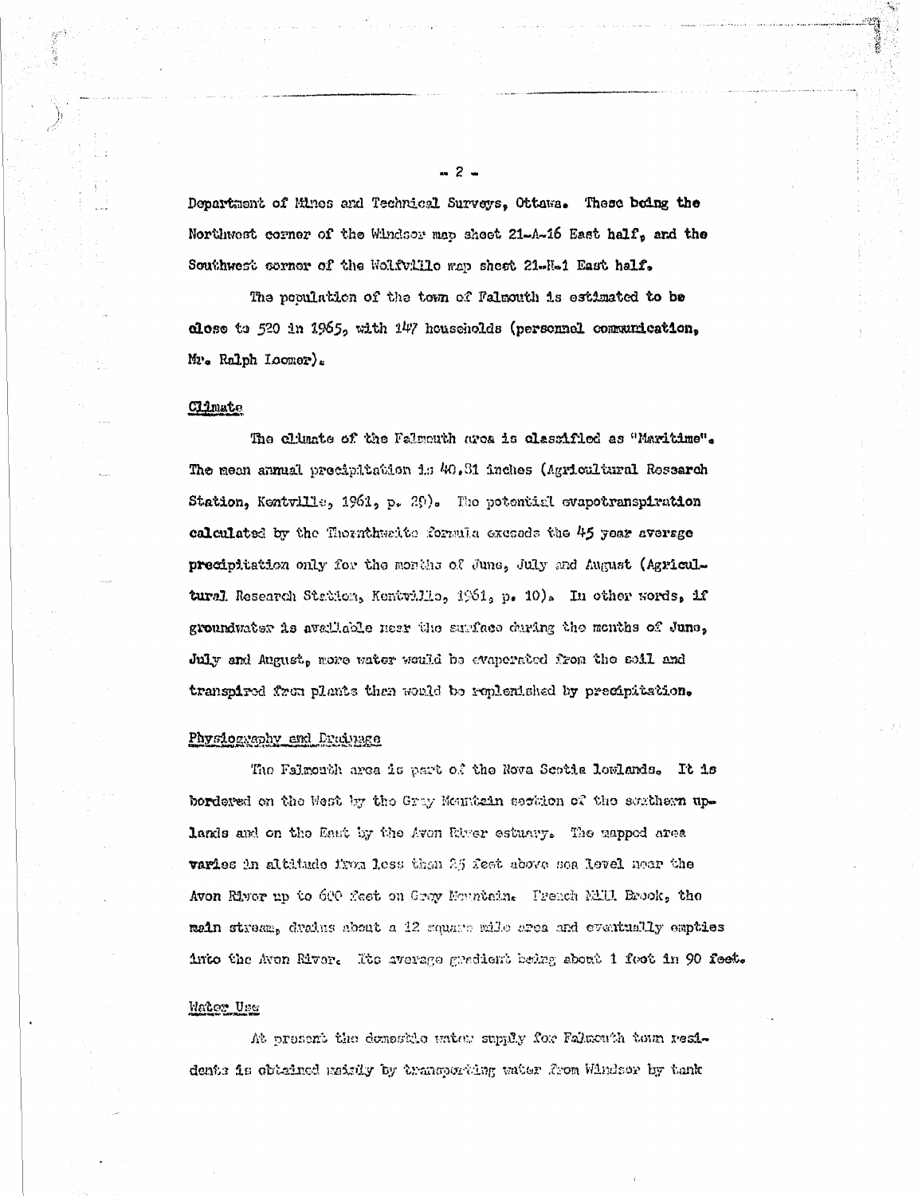Department of Mines and Technical Surveys, Ottawa. These being the Northwest corner of the Windsor map sheet 21-A-16 East half, and the Southwest corner of the Wolfville map sheet 21-H-1 East half.

The population of the town of Falmouth is estimated to be close to 520 in 1965, with 147 households (personnel communication, Mr. Ralph Loomer).

## Climate

The climate of the Falmouth area is classified as "Maritime". The mean annual precipitation is 40.31 inches (Agricultural Research Station, Kentville, 1961, p. 29). The potential evapotranspiration calculated by the Thornthwaite formula exceeds the 45 year average precipitation only for the months of June, July and August (Agricultural Research Station, Kentville, 1961, p. 10). In other words, if groundwater is available near the surface during the months of June, July and August, more water would be evaporated from the soil and transpired from plants than would be replenished by precipitation.

## Physiography and Drainage

The Falmouth area is part of the Nova Scotia lowlands. It is bordered on the West by the Gray Mountain section of the southern uplands and on the East by the Avon River estuary. The mapped area varies in altitude from less than 25 feet above sea level near the Avon River up to 600 feet on Gray Mountain. French Mill Brook, the main stream, drains about a 12 square mile area and eventually empties into the Avon River. Its average gradient being about 1 foot in 90 feet.

## Water Use

At present the domestic water supply for Falmouth town residents is obtained mainly by transporting water from Windsor by tank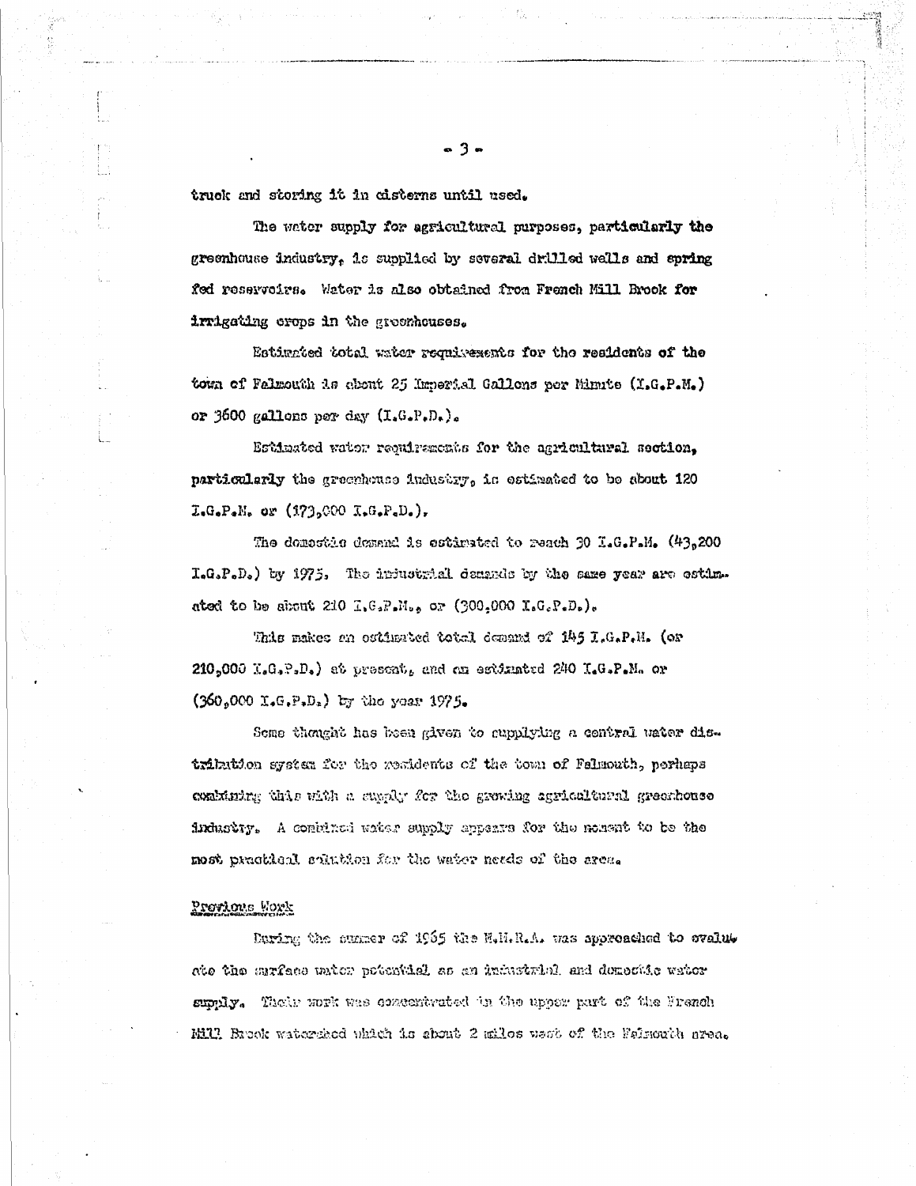truck and storing it in cisterns until used.

The water supply for agricultural purposes, particularly the greenhouse industry, is supplied by several drilled wells and spring fed reservoirs. Water is also obtained from French Mill Brook for irrigating crops in the greenhouses.

Estimated total water requirements for the residents of the town of Falmouth is about 25 Imperial Gallons per Minute (I.G.P.M.) or 3600 gallons per day (I.G.P.D.).

Estimated water requirements for the agricultural section, particularly the greenhouse industry, is estimated to be about 120 I.G.P.M. or (173,000 I.G.P.D.).

The domestic demand is estimated to reach 30 I.G.P.M. (43,200 I.G.P.D.) by 1975. The industrial demands by the same year are estimated to be about 210 I.G.P.M., or (300,000 I.G.P.D.).

This makes an estimated total demand of 145 I.G.P.M. (or 210,000 I.G.P.D.) at present, and an estimated 240 I.G.P.M. or (360,000 I.G.P.D.) by the year 1975.

Some thought has been given to supplying a central water distribution system for the residents of the town of Falmouth, perhaps combining this with a supply for the growing agricultural greenhouse industry. A combined water supply appears for the moment to be the most practical solution for the water needs of the area.

## Previous Work

During the summer of 1965 the M.M.R.A. was approached to evaluate the surface water potential as an industrial and domestic water supply. Their work was concentrated in the upper part of the French Mill Brook watershed which is about 2 miles west of the Falmouth area.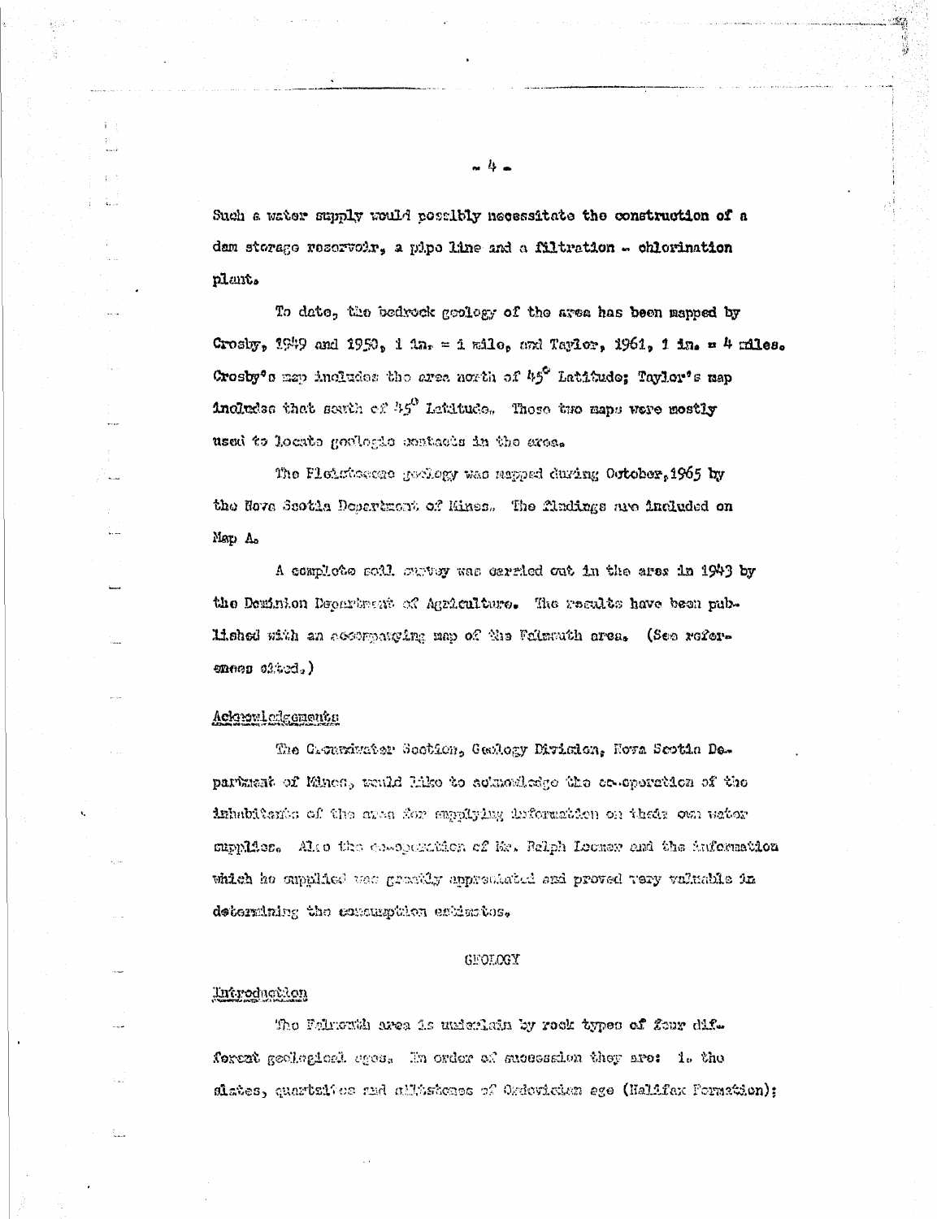Such a water supply would possibly necessitate the construction of a dam storage reservoir, a pipe line and a filtration - chlorination plant.

To date, the bedrock geology of the area has been mapped by Crosby, 1949 and 1950, 1 in. = 1 mile, and Taylor, 1961, 1 in. = 4 miles. Crosby's map includes the area north of 45° Latitude; Taylor's map includes that south of 45° Latitude. These two maps were mostly used to locate geologic contacts in the area.

The Pleistocene geology was mapped during October, 1965 by the Nova Scotia Department of Mines. The findings are included on Map A.

A complete soil survey was carried out in the area in 1943 by the Dominion Department of Agriculture. The results have been published with an accompanying map of the Falmouth area. (See references cited.)

## Acknowledgements

The Groundwater Section, Geology Division, Nova Scotia Department of Mines, would like to acknowledge the co-operation of the inhabitants of the area for supplying information on their own water supplies. Also the co-operation of Mr. Ralph Loomer and the information which he supplied was greatly appreciated and proved very valuable in determining the consumption estimates.

# GEOLOGY

## Introduction

The Falmouth area is underlain by rock types of four different geological ages. In order of succession they are: 1. the slates, quartzites and siltstones of Ordovician age (Halifax Formation);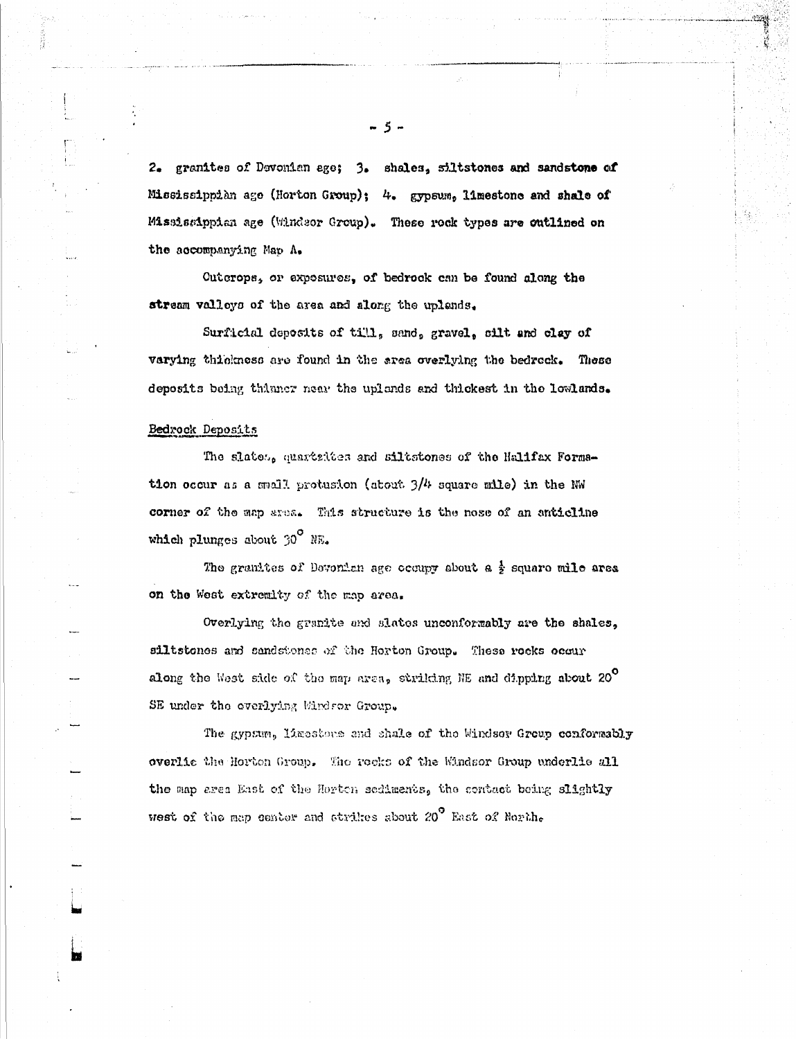2. granites of Devonian age; 3. shales, siltstones and sandstone of Mississippian age (Horton Group); 4. gypsum, limestone and shale of Mississippian age (Windsor Group). These rock types are outlined on the accompanying Map A.

Outcrops, or exposures, of bedrock can be found along the stream valleys of the area and along the uplands.

Surficial deposits of till, sand, gravel, silt and clay of varying thickness are found in the area overlying the bedrock. These deposits being thinner near the uplands and thickest in the lowlands.

Bedrock Deposits

The slates, quartzites and siltstones of the Halifax Formation occur as a small protusion (about 3/4 square mile) in the NW corner of the map area. This structure is the nose of an anticline which plunges about 30° NE.

The granites of Devonian age occupy about a ½ square mile area on the West extremity of the map area.

Overlying the granite and slates unconformably are the shales, siltstones and sandstones of the Horton Group. These rocks occur along the West side of the map area, striking NE and dipping about 20° SE under the overlying Windsor Group.

The gypsum, limestone and shale of the Windsor Group conformably overlie the Horton Group. The rocks of the Windsor Group underlie all the map area East of the Horton sediments, the contact being slightly west of the map center and strikes about 20° East of North.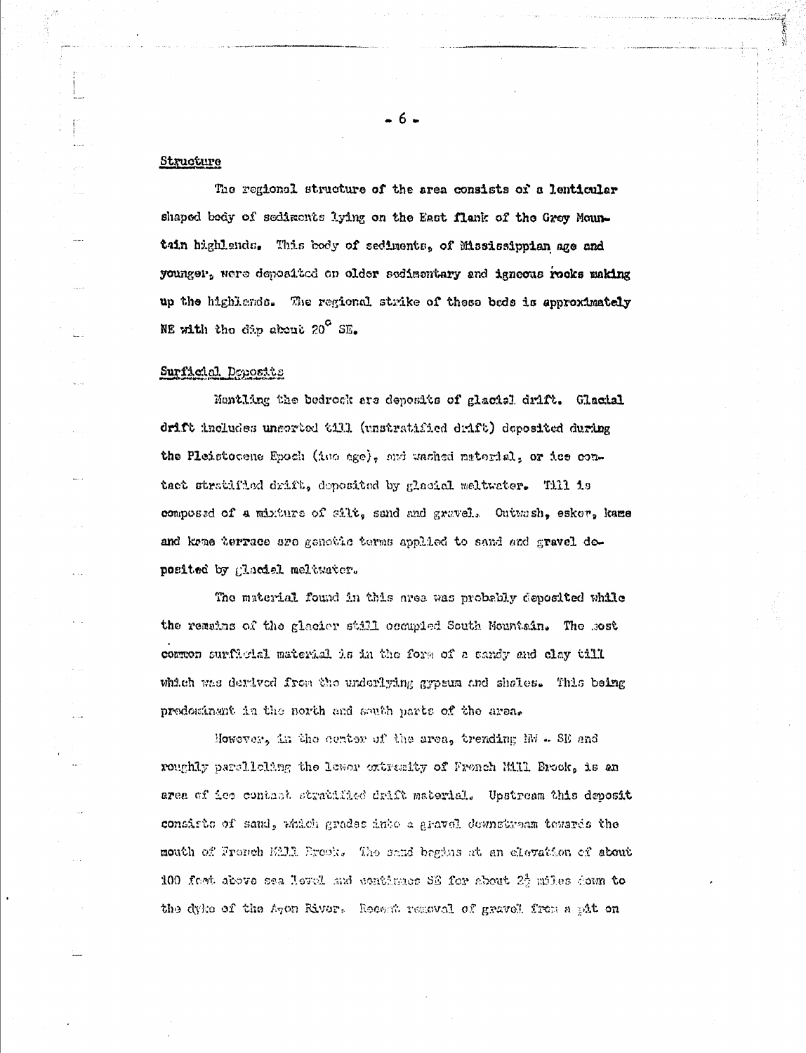## Structure

The regional structure of the area consists of a lenticular shaped body of sediments lying on the East flank of the Grey Mountain highlands. This body of sediments, of Mississippian age and younger, were deposited on older sedimentary and igneous rocks making up the highlands. The regional strike of these beds is approximately NE with the dip about 20° SE.

## Surficial Deposits

Mantling the bedrock are deposits of glacial drift. Glacial drift includes unsorted till (unstratified drift) deposited during the Pleistocene Epoch (ice age), and washed material, or ice contact stratified drift, deposited by glacial meltwater. Till is composed of a mixture of silt, sand and gravel. Outwash, esker, kame and kame terrace are genetic terms applied to sand and gravel deposited by glacial meltwater.

The material found in this area was probably deposited while the remains of the glacier still occupied South Mountain. The most common surficial material is in the form of a sandy and clay till which was derived from the underlying gypsum and shales. This being predominant in the north and south parts of the area.

However, in the center of the area, trending NW - SE and roughly paralleling the lower extremity of French Mill Brook, is an area of ice contact stratified drift material. Upstream this deposit consists of sand, which grades into a gravel downstream towards the mouth of French Mill Brook. The sand begins at an elevation of about 100 feet above sea level and continues SE for about 2½ miles down to the dyke of the Avon River. Recent removal of gravel from a pit on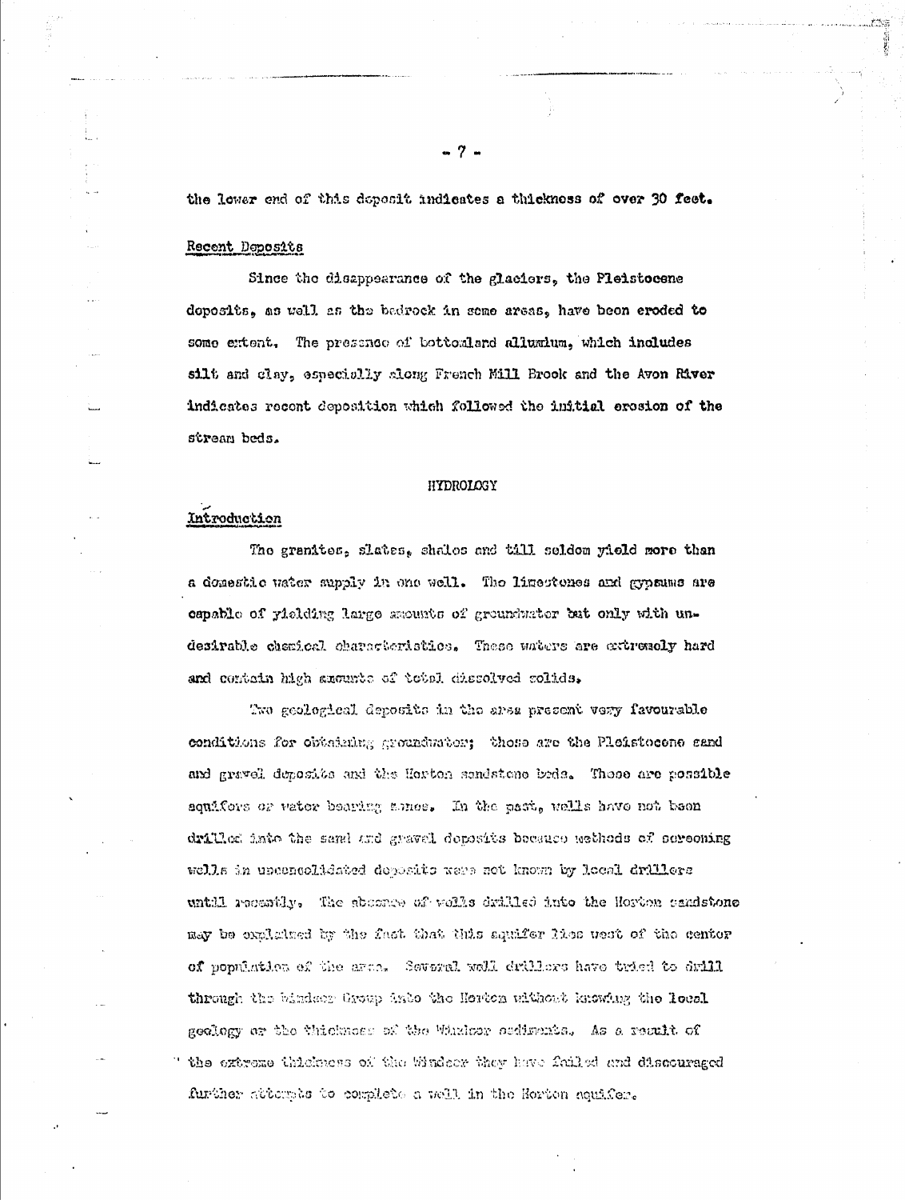the lower end of this deposit indicates a thickness of over 30 feet.

## Recent Deposits

Since the disappearance of the glaciers, the Pleistocene deposits, as well as the bedrock in some areas, have been eroded to some extent. The presence of bottomland alluvium, which includes silt and clay, especially along French Mill Brook and the Avon River indicates recent deposition which followed the initial erosion of the stream beds.

# HYDROLOGY

## Introduction

The granites, slates, shales and till seldom yield more than a domestic water supply in one well. The limestones and gypsums are capable of yielding large amounts of groundwater but only with undesirable chemical characteristics. These waters are extremely hard and contain high amounts of total dissolved solids.

Two geological deposits in the area present very favourable conditions for obtaining groundwater; these are the Pleistocene sand and gravel deposits and the Horton sandstone beds. These are possible aquifers or water bearing zones. In the past, wells have not been drilled into the sand and gravel deposits because methods of screening wells in unconsolidated deposits were not known by local drillers until recently. The absence of wells drilled into the Horton sandstone may be explained by the fact that this aquifer lies west of the center of population of the area. Several well drillers have tried to drill through the Windsor Group into the Horton without knowing the local geology or the thickness of the Windsor sediments. As a result of the extreme thickness of the Windsor they have failed and discouraged further attempts to complete a well in the Horton aquifer.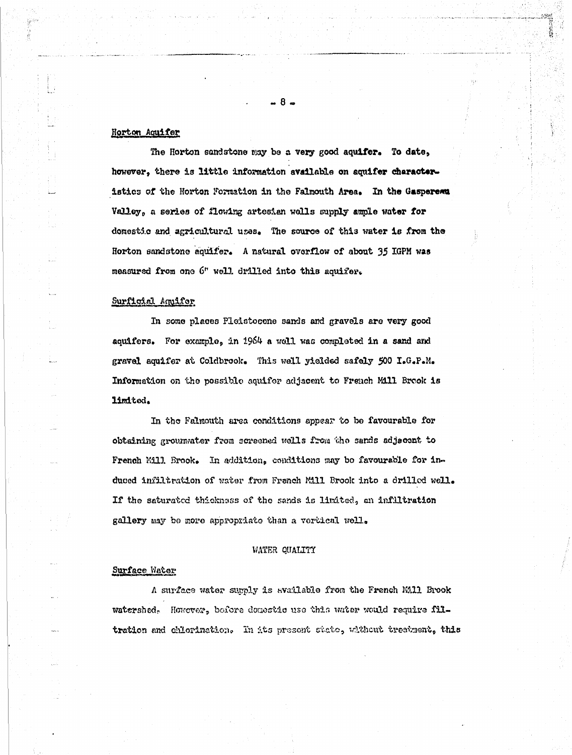## Horton Aquifer

The Horton sandstone may be a very good aquifer. To date, however, there is little information available on aquifer characteristics of the Horton Formation in the Falmouth Area. In the Gaspereau Valley, a series of flowing artesian wells supply ample water for domestic and agricultural uses. The source of this water is from the Horton sandstone aquifer. A natural overflow of about 35 IGPM was measured from one 6" well drilled into this aquifer.

## Surficial Aquifer

In some places Pleistocene sands and gravels are very good aquifers. For example, in 1964 a well was completed in a sand and gravel aquifer at Coldbrook. This well yielded safely 500 I.G.P.M. Information on the possible aquifer adjacent to French Mill Brook is limited.

In the Falmouth area conditions appear to be favourable for obtaining grounwater from screened wells from the sands adjacent to French Mill Brook. In addition, conditions may be favourable for induced infiltration of water from French Mill Brook into a drilled well. If the saturated thickness of the sands is limited, an infiltration gallery may be more appropriate than a vertical well.

# WATER QUALITY

## Surface Water

A surface water supply is available from the French Mill Brook watershed. However, before domestic use this water would require filtration and chlorination. In its present state, without treatment, this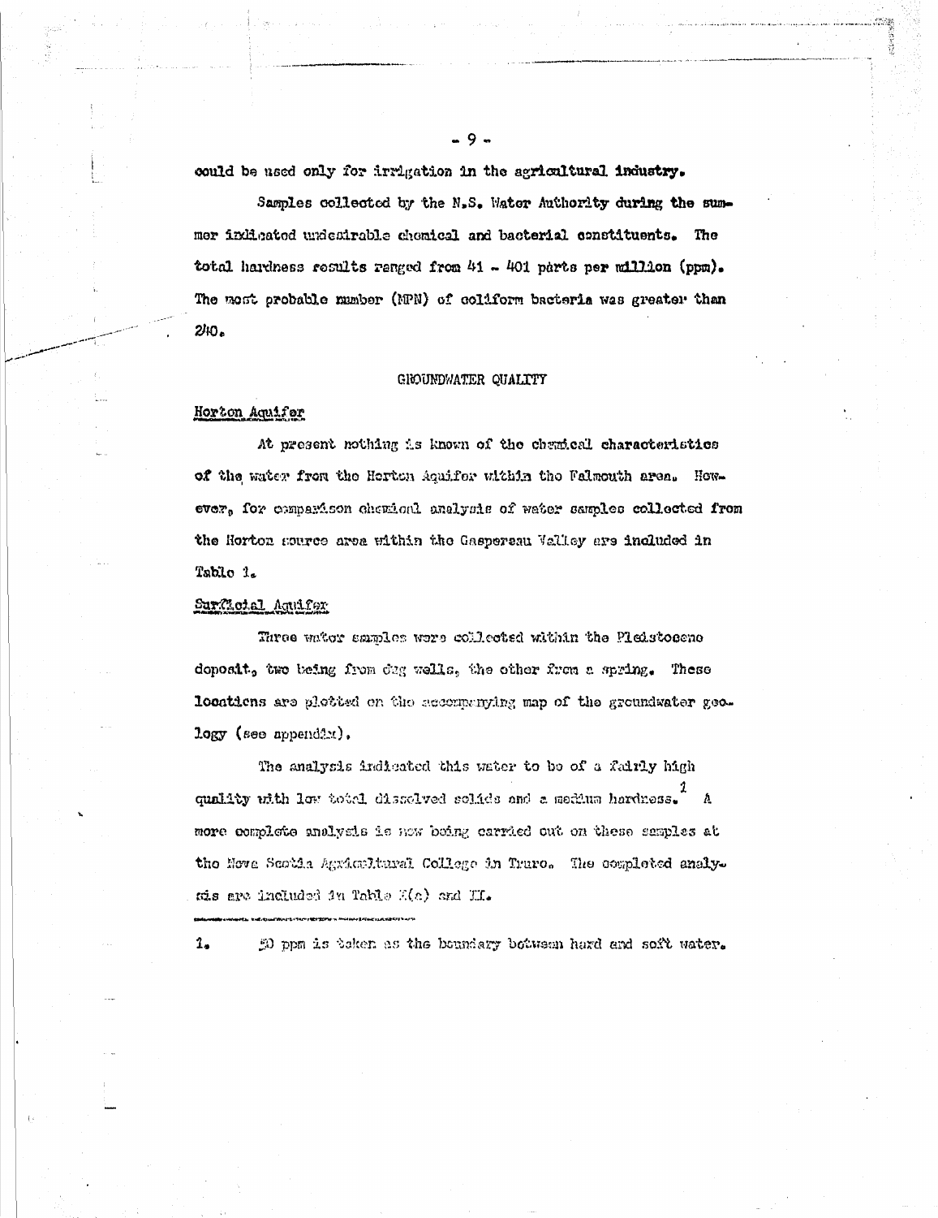could be used only for irrigation in the agricultural industry.

Samples collected by the N.S. Water Authority during the summer indicated undesirable chemical and bacterial constituents. The total hardness results ranged from 41 - 401 parts per million (ppm). The most probable number (MPN) of coliform bacteria was greater than 240.

## GROUNDWATER QUALITY

### Horton Aquifer

At present nothing is known of the chemical characteristics of the water from the Horton Aquifer within the Falmouth area. However, for comparison chemical analysis of water samples collected from the Horton source area within the Gaspereau Valley are included in Table 1.

### Surficial Aquifer

Three water samples were collected within the Pleistocene deposit, two being from dug wells, the other from a spring. These locations are plotted on the accompanying map of the groundwater geology (see appendix).

The analysis indicated this water to be of a fairly high quality with low total dissolved solids and a medium hardness.[1] A more complete analysis is now being carried out on these samples at the Nova Scotia Agricultural College in Truro. The completed analysis are included in Table I(a) and II.

---

1. 50 ppm is taken as the boundary between hard and soft water.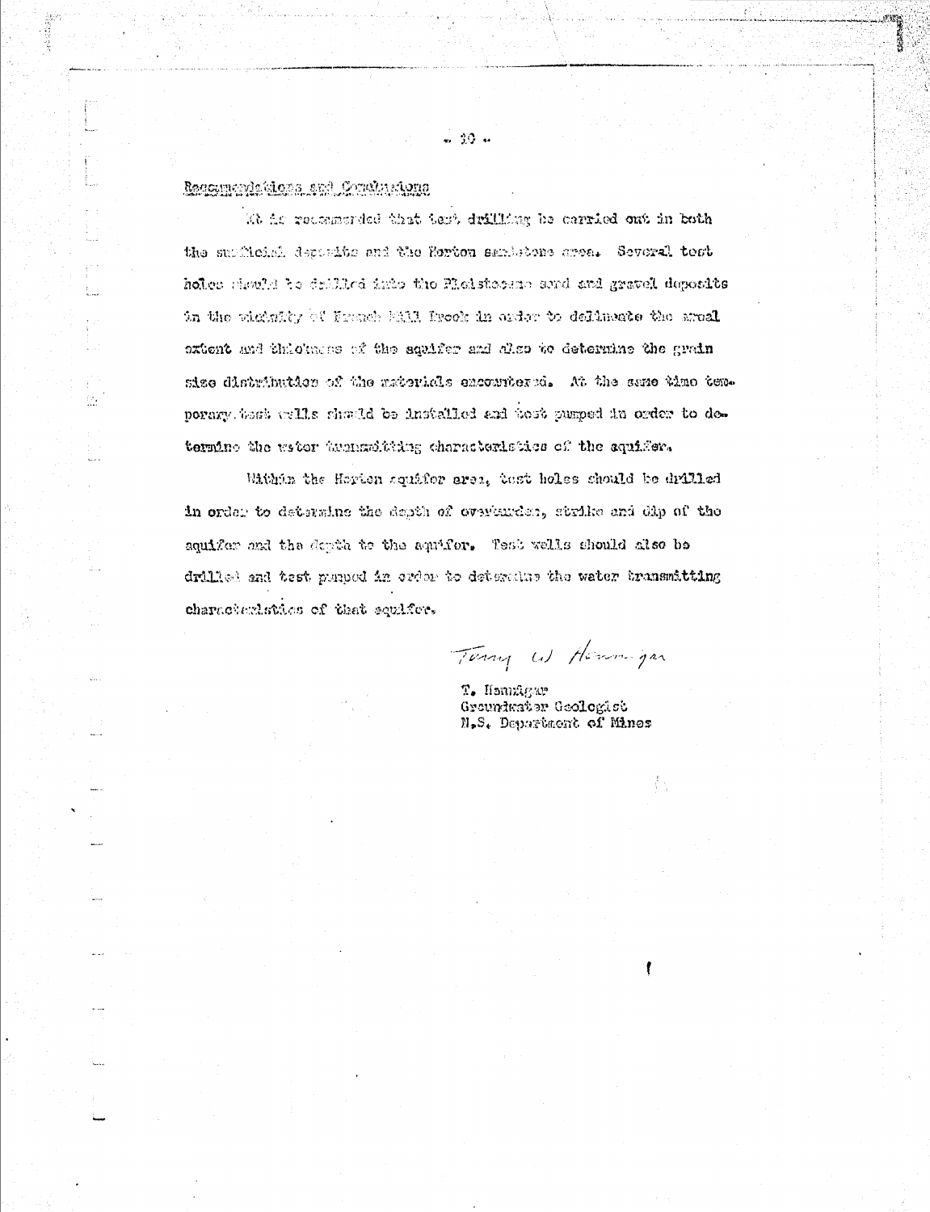## Recommendations and Conclusions

It is recommended that test drilling be carried out in both the surficial deposits and the Horton sandstone area. Several test holes should be drilled into the Pleistocene sand and gravel deposits in the vicinity of French Mill Brook in order to delineate the areal extent and thickness of the aquifer and also to determine the grain size distribution of the materials encountered. At the same time temporary test wells should be installed and test pumped in order to determine the water transmitting characteristics of the aquifer.

Within the Horton aquifer area, test holes should be drilled in order to determine the depth of overburden, strike and dip of the aquifer and the depth to the aquifer. Test wells should also be drilled and test pumped in order to determine the water transmitting characteristics of that aquifer.

Terry W. Hennigar

T. Hennigar
Groundwater Geologist
N.S. Department of Mines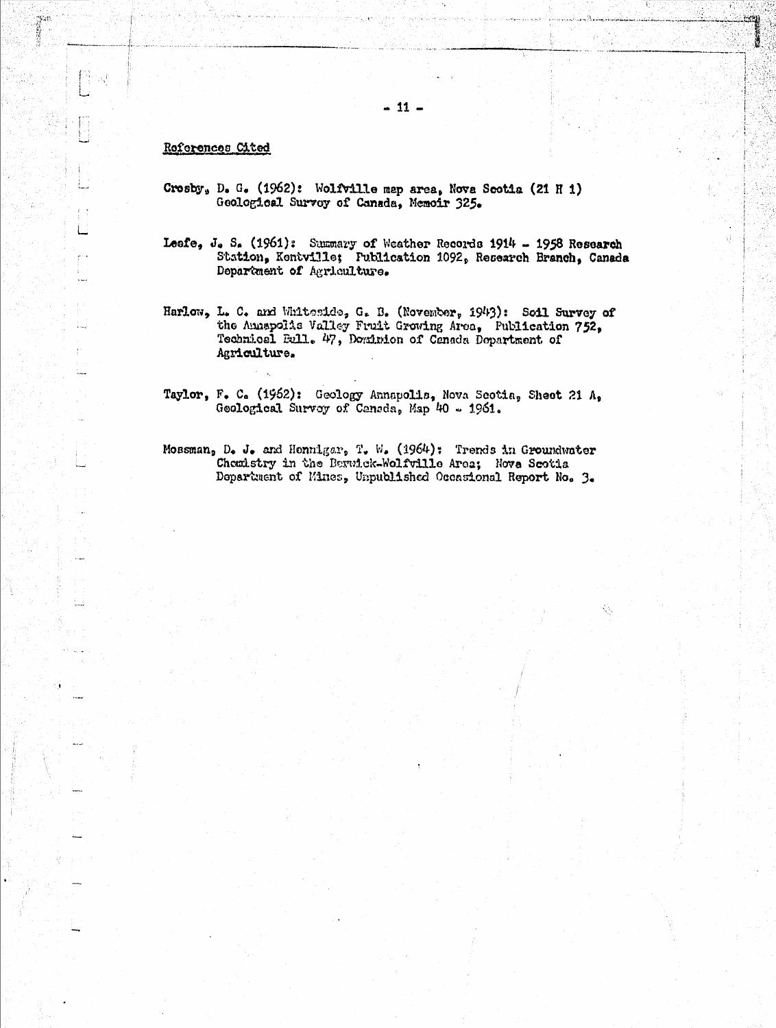## References Cited

**Crosby**, D. G. (1962): Wolfville map area, Nova Scotia (21 H 1) Geological Survey of Canada, Memoir 325.

**Leefe**, J. S. (1961): Summary of Weather Records 1914 - 1958 Research Station, Kentville; Publication 1092, Research Branch, Canada Department of Agriculture.

**Harlow**, L. C. and Whiteside, G. B. (November, 1943): Soil Survey of the Annapolis Valley Fruit Growing Area, Publication 752, Technical Bull. 47, Dominion of Canada Department of Agriculture.

**Taylor**, F. C. (1962): Geology Annapolis, Nova Scotia, Sheet 21 A, Geological Survey of Canada, Map 40 - 1961.

Mossman, D. J. and Henniger, T. W. (1964): Trends in Groundwater Chemistry in the Berwick-Wolfville Area; Nova Scotia Department of Mines, Unpublished Occasional Report No. 3.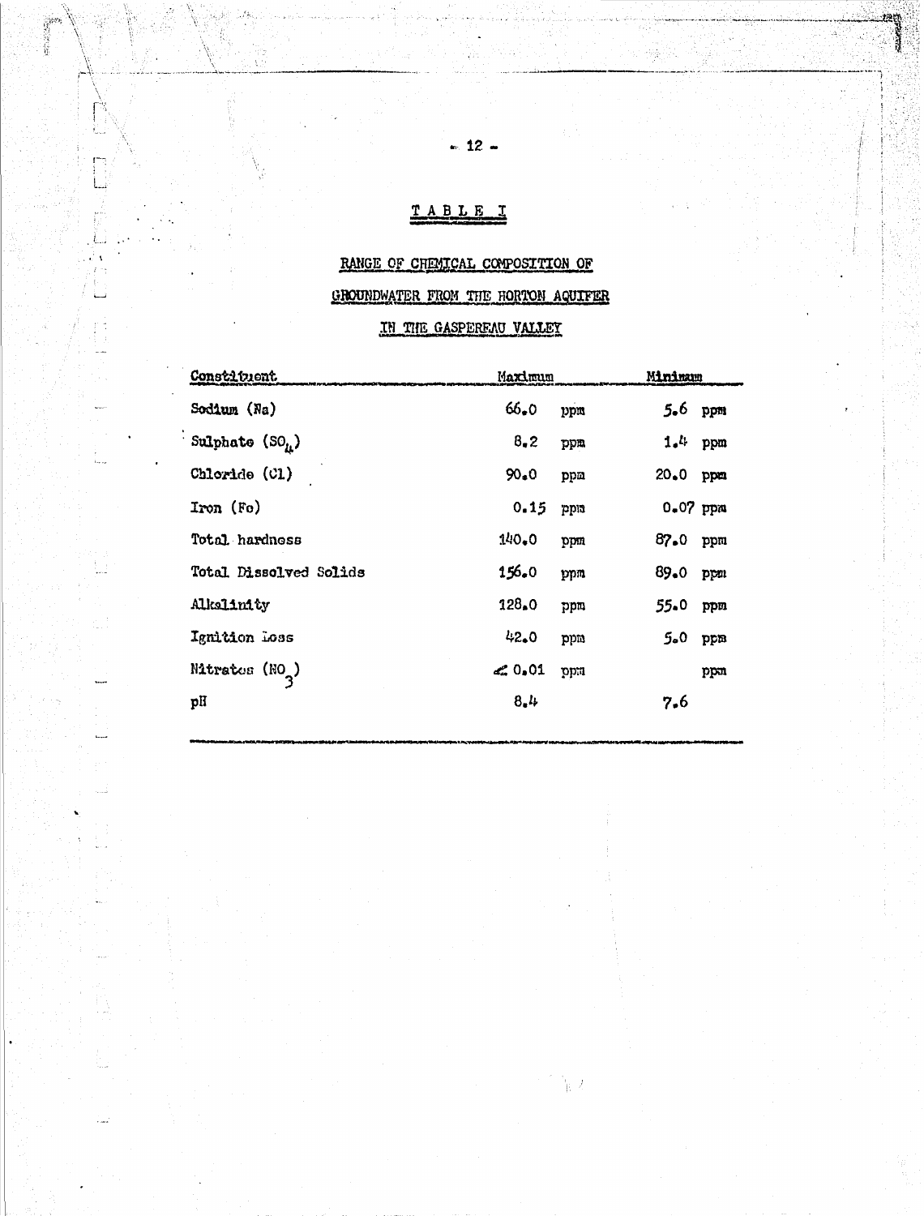# TABLE I

## RANGE OF CHEMICAL COMPOSITION OF GROUNDWATER FROM THE HORTON AQUIFER IN THE GASPEREAU VALLEY

| Constituent | Maximum | Minimum |
|---|---|---|
| Sodium (Na) | 66.0 ppm | 5.6 ppm |
| Sulphate ($SO_4$) | 8.2 ppm | 1.4 ppm |
| Chloride (Cl) | 90.0 ppm | 20.0 ppm |
| Iron (Fe) | 0.15 ppm | 0.07 ppm |
| Total hardness | 140.0 ppm | 87.0 ppm |
| Total Dissolved Solids | 156.0 ppm | 89.0 ppm |
| Alkalinity | 128.0 ppm | 55.0 ppm |
| Ignition Loss | 42.0 ppm | 5.0 ppm |
| Nitrates ($NO_3$) | $<$ 0.01 ppm | ppm |
| pH | 8.4 | 7.6 |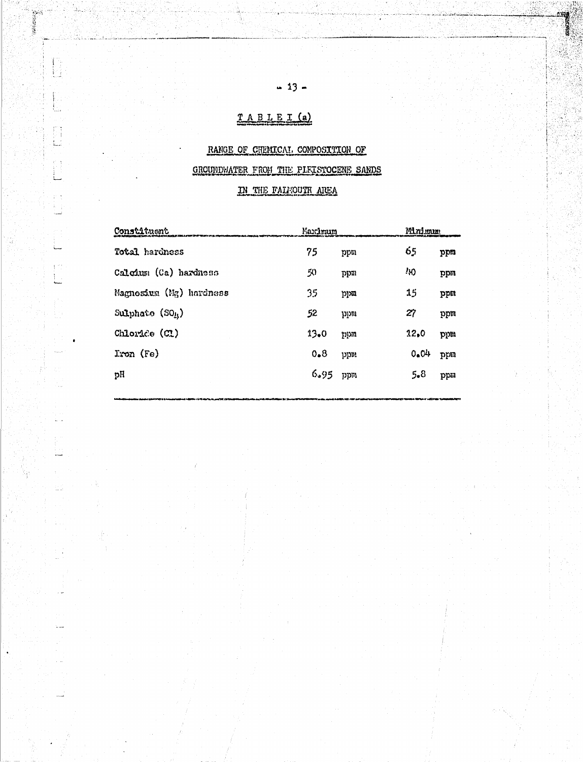# TABLE I (a)

## RANGE OF CHEMICAL COMPOSITION OF GROUNDWATER FROM THE PLEISTOCENE SANDS IN THE FALMOUTH AREA

| Constituent | Maximum | | Minimum | |
|---|---|---|---|---|
| Total hardness | 75 | ppm | 65 | ppm |
| Calcium (Ca) hardness | 50 | ppm | 40 | ppm |
| Magnesium (Mg) hardness | 35 | ppm | 15 | ppm |
| Sulphate ($SO_4$) | 52 | ppm | 27 | ppm |
| Chloride (Cl) | 13.0 | ppm | 12.0 | ppm |
| Iron (Fe) | 0.8 | ppm | 0.04 | ppm |
| pH | 6.95 | ppm | 5.8 | ppm |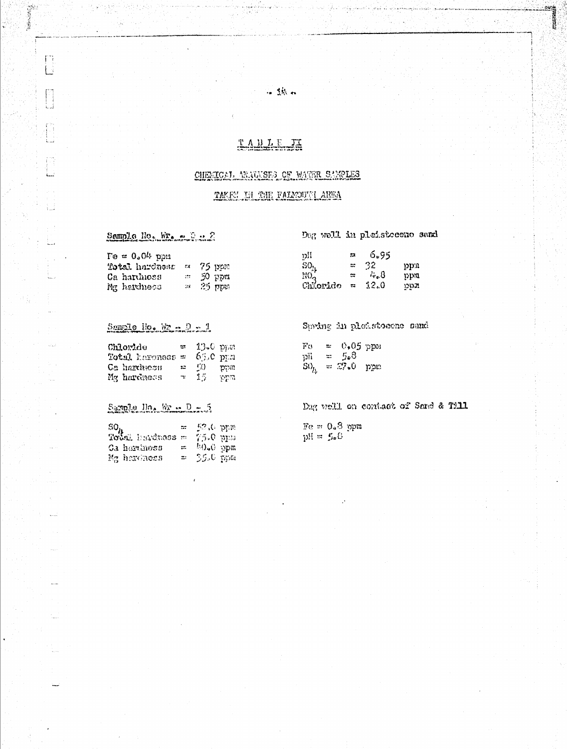# TABLE II

## CHEMICAL ANALYSES OF WATER SAMPLES

## TAKEN IN THE FALMOUTH AREA

**Sample No. Wr. – D – 2** Dug well in pleistocene sand

| | | | |
|---|---|---|---|
| Fe = 0.04 ppm | | pH | = 6.95 |
| Total hardness | = 75 ppm | $SO_4$ | = 32 ppm |
| Ca hardness | = 50 ppm | $NO_3$ | = 4.8 ppm |
| Mg hardness | = 25 ppm | Chloride | = 12.0 ppm |

**Sample No. Wr – D – 1** Spring in pleistocene sand

| | | | |
|---|---|---|---|
| Chloride | = 13.0 ppm | Fe | = 0.05 ppm |
| Total hardness | = 65.0 ppm | pH | = 5.8 |
| Ca hardness | = 50 ppm | $SO_4$ | = 27.0 ppm |
| Mg hardness | = 15 ppm | | |

**Sample No. Wr – D – 5** Dug well on contact of Sand & Till

| | | | |
|---|---|---|---|
| $SO_4$ | = 52.0 ppm | Fe = 0.8 ppm | |
| Total hardness | = 75.0 ppm | pH = 5.8 | |
| Ca hardness | = 40.0 ppm | | |
| Mg hardness | = 35.0 ppm | | |